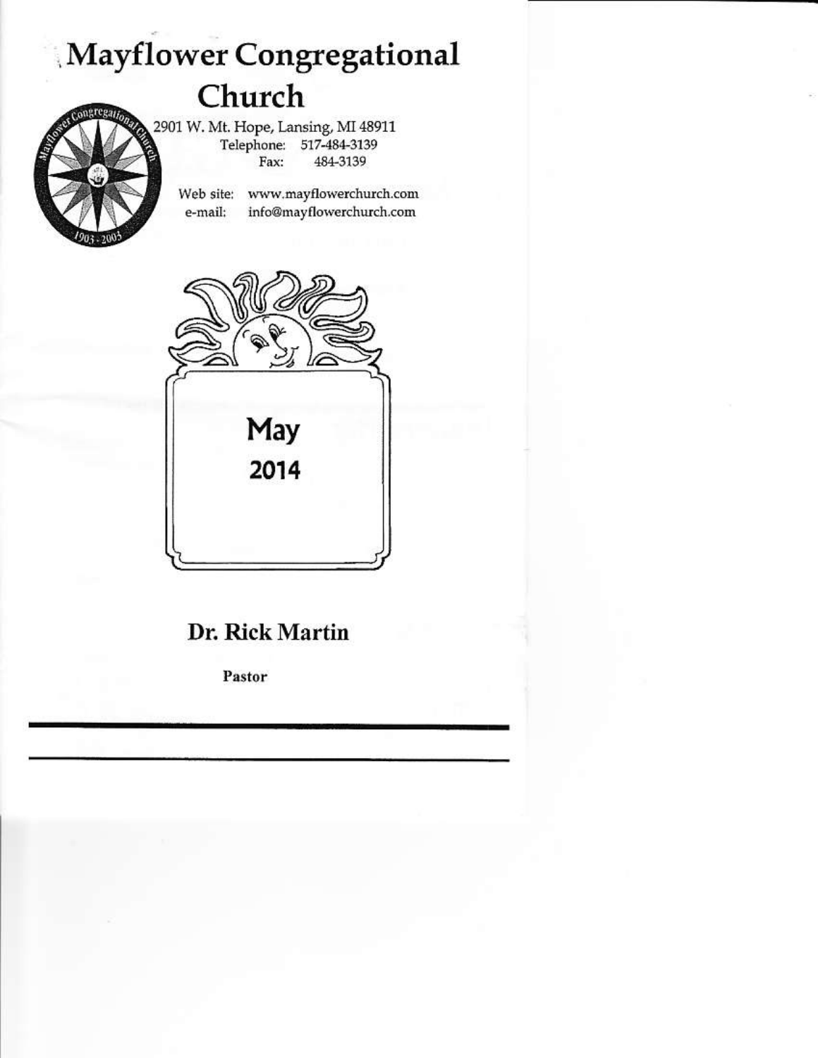# Mayflower Congregational Church

2901 W. Mt. Hope, Lansing, MI 48911

Telephone: 517-484-3139

Fax: 484-3139

Web site: www.mayflowerchurch.com

e-mail: info@mayflowerchurch.com

May

2014

## Dr. Rick Martin

**Pastor**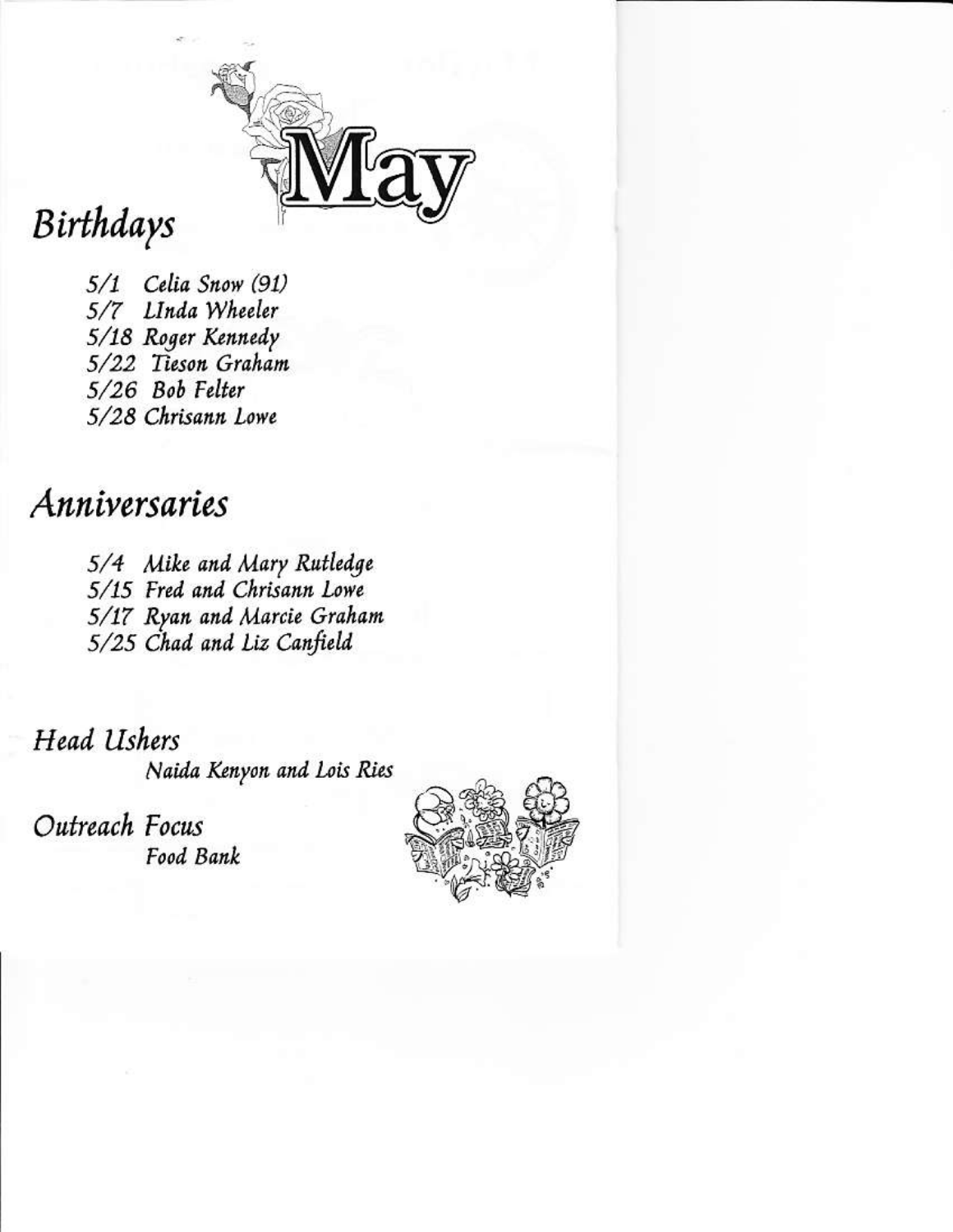# May

## Birthdays

5/1 Celia Snow (91)
5/7 LInda Wheeler
5/18 Roger Kennedy
5/22 Tieson Graham
5/26 Bob Felter
5/28 Chrisann Lowe

## Anniversaries

5/4 Mike and Mary Rutledge
5/15 Fred and Chrisann Lowe
5/17 Ryan and Marcie Graham
5/25 Chad and Liz Canfield

### Head Ushers

Naida Kenyon and Lois Ries

### Outreach Focus

Food Bank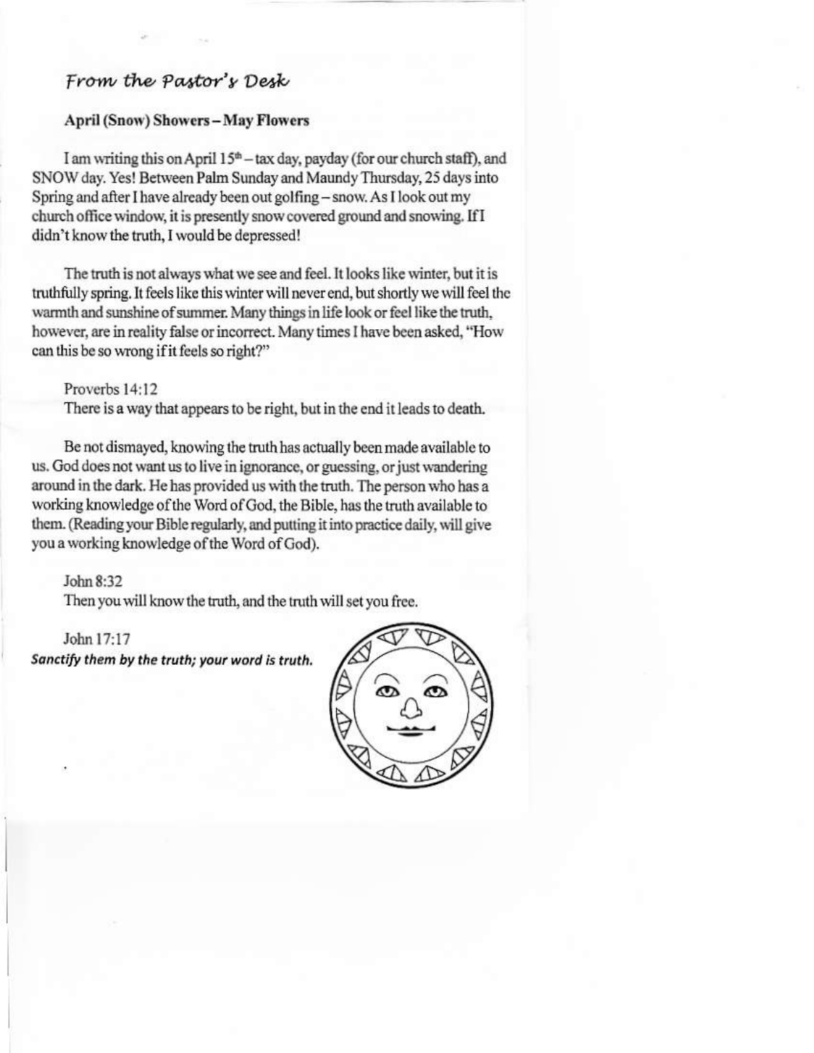## *From the Pastor's Desk*

### April (Snow) Showers – May Flowers

I am writing this on April 15th – tax day, payday (for our church staff), and SNOW day. Yes! Between Palm Sunday and Maundy Thursday, 25 days into Spring and after I have already been out golfing – snow. As I look out my church office window, it is presently snow covered ground and snowing. If I didn't know the truth, I would be depressed!

The truth is not always what we see and feel. It looks like winter, but it is truthfully spring. It feels like this winter will never end, but shortly we will feel the warmth and sunshine of summer. Many things in life look or feel like the truth, however, are in reality false or incorrect. Many times I have been asked, "How can this be so wrong if it feels so right?"

Proverbs 14:12
There is a way that appears to be right, but in the end it leads to death.

Be not dismayed, knowing the truth has actually been made available to us. God does not want us to live in ignorance, or guessing, or just wandering around in the dark. He has provided us with the truth. The person who has a working knowledge of the Word of God, the Bible, has the truth available to them. (Reading your Bible regularly, and putting it into practice daily, will give you a working knowledge of the Word of God).

John 8:32
Then you will know the truth, and the truth will set you free.

John 17:17
***Sanctify them by the truth; your word is truth.***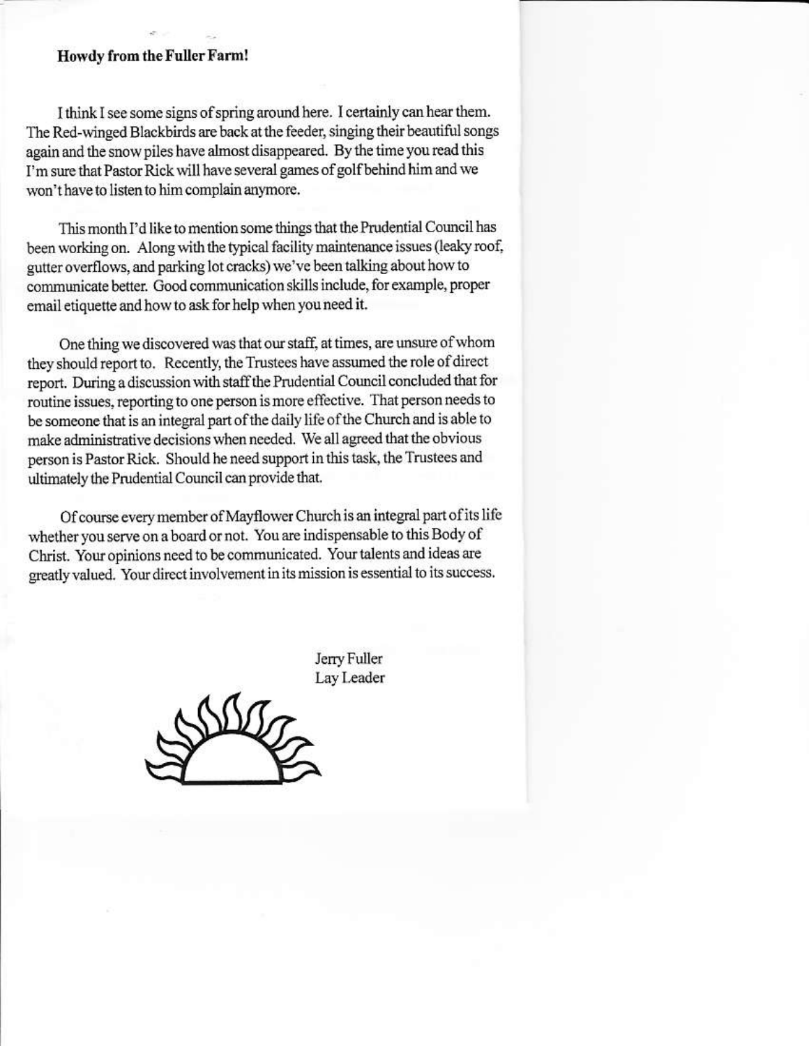**Howdy from the Fuller Farm!**

I think I see some signs of spring around here. I certainly can hear them. The Red-winged Blackbirds are back at the feeder, singing their beautiful songs again and the snow piles have almost disappeared. By the time you read this I'm sure that Pastor Rick will have several games of golf behind him and we won't have to listen to him complain anymore.

This month I'd like to mention some things that the Prudential Council has been working on. Along with the typical facility maintenance issues (leaky roof, gutter overflows, and parking lot cracks) we've been talking about how to communicate better. Good communication skills include, for example, proper email etiquette and how to ask for help when you need it.

One thing we discovered was that our staff, at times, are unsure of whom they should report to. Recently, the Trustees have assumed the role of direct report. During a discussion with staff the Prudential Council concluded that for routine issues, reporting to one person is more effective. That person needs to be someone that is an integral part of the daily life of the Church and is able to make administrative decisions when needed. We all agreed that the obvious person is Pastor Rick. Should he need support in this task, the Trustees and ultimately the Prudential Council can provide that.

Of course every member of Mayflower Church is an integral part of its life whether you serve on a board or not. You are indispensable to this Body of Christ. Your opinions need to be communicated. Your talents and ideas are greatly valued. Your direct involvement in its mission is essential to its success.

Jerry Fuller
Lay Leader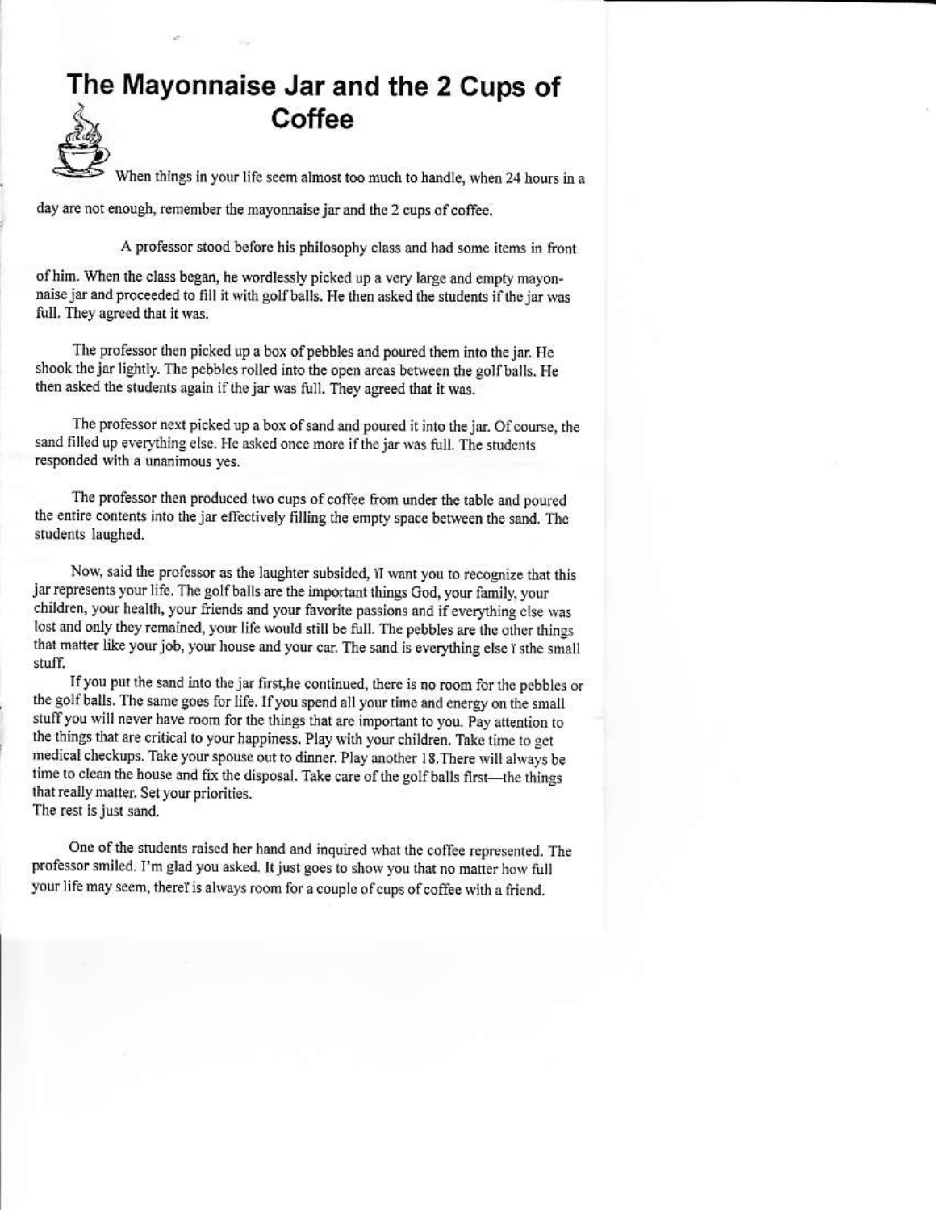# The Mayonnaise Jar and the 2 Cups of Coffee

When things in your life seem almost too much to handle, when 24 hours in a day are not enough, remember the mayonnaise jar and the 2 cups of coffee.

A professor stood before his philosophy class and had some items in front of him. When the class began, he wordlessly picked up a very large and empty mayonnaise jar and proceeded to fill it with golf balls. He then asked the students if the jar was full. They agreed that it was.

The professor then picked up a box of pebbles and poured them into the jar. He shook the jar lightly. The pebbles rolled into the open areas between the golf balls. He then asked the students again if the jar was full. They agreed that it was.

The professor next picked up a box of sand and poured it into the jar. Of course, the sand filled up everything else. He asked once more if the jar was full. The students responded with a unanimous yes.

The professor then produced two cups of coffee from under the table and poured the entire contents into the jar effectively filling the empty space between the sand. The students laughed.

Now, said the professor as the laughter subsided, ÏI want you to recognize that this jar represents your life. The golf balls are the important things God, your family, your children, your health, your friends and your favorite passions and if everything else was lost and only they remained, your life would still be full. The pebbles are the other things that matter like your job, your house and your car. The sand is everything else Ï sthe small stuff.

If you put the sand into the jar first,he continued, there is no room for the pebbles or the golf balls. The same goes for life. If you spend all your time and energy on the small stuff you will never have room for the things that are important to you. Pay attention to the things that are critical to your happiness. Play with your children. Take time to get medical checkups. Take your spouse out to dinner. Play another 18.There will always be time to clean the house and fix the disposal. Take care of the golf balls first—the things that really matter. Set your priorities.
The rest is just sand.

One of the students raised her hand and inquired what the coffee represented. The professor smiled. I'm glad you asked. It just goes to show you that no matter how full your life may seem, thereÏ is always room for a couple of cups of coffee with a friend.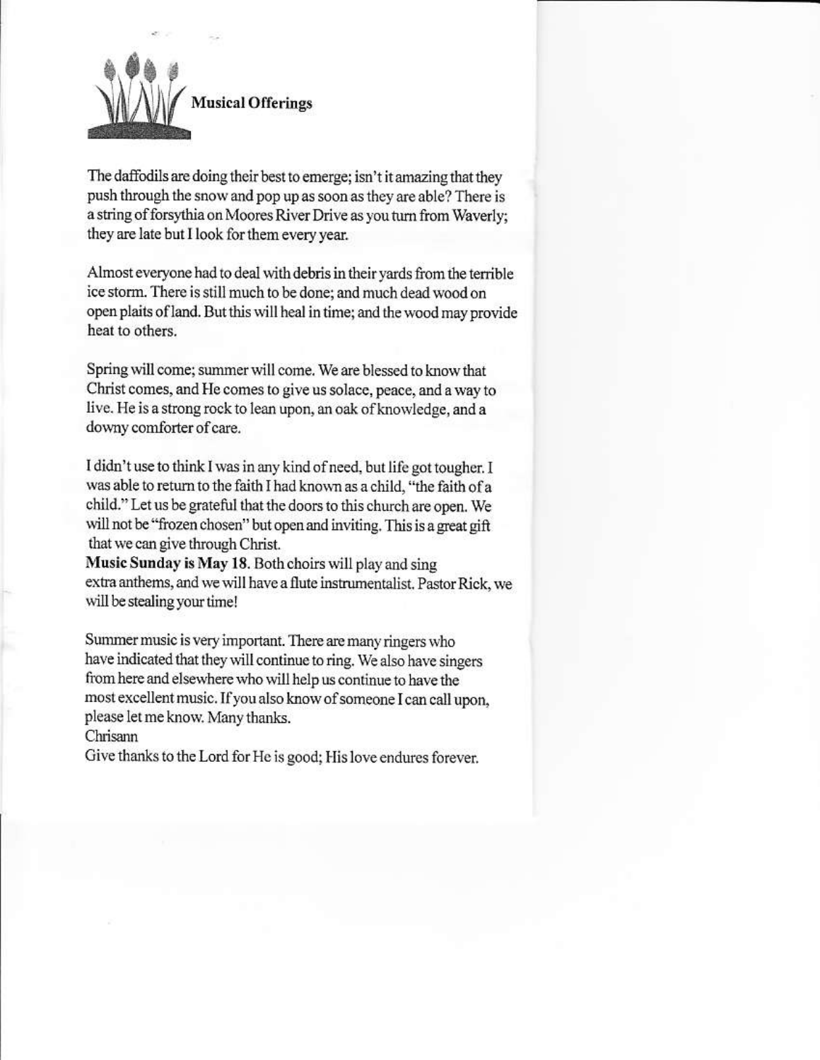## Musical Offerings

The daffodils are doing their best to emerge; isn't it amazing that they push through the snow and pop up as soon as they are able? There is a string of forsythia on Moores River Drive as you turn from Waverly; they are late but I look for them every year.

Almost everyone had to deal with debris in their yards from the terrible ice storm. There is still much to be done; and much dead wood on open plaits of land. But this will heal in time; and the wood may provide heat to others.

Spring will come; summer will come. We are blessed to know that Christ comes, and He comes to give us solace, peace, and a way to live. He is a strong rock to lean upon, an oak of knowledge, and a downy comforter of care.

I didn't use to think I was in any kind of need, but life got tougher. I was able to return to the faith I had known as a child, "the faith of a child." Let us be grateful that the doors to this church are open. We will not be "frozen chosen" but open and inviting. This is a great gift that we can give through Christ.

**Music Sunday is May 18.** Both choirs will play and sing extra anthems, and we will have a flute instrumentalist. Pastor Rick, we will be stealing your time!

Summer music is very important. There are many ringers who have indicated that they will continue to ring. We also have singers from here and elsewhere who will help us continue to have the most excellent music. If you also know of someone I can call upon, please let me know. Many thanks.

Chrisann

Give thanks to the Lord for He is good; His love endures forever.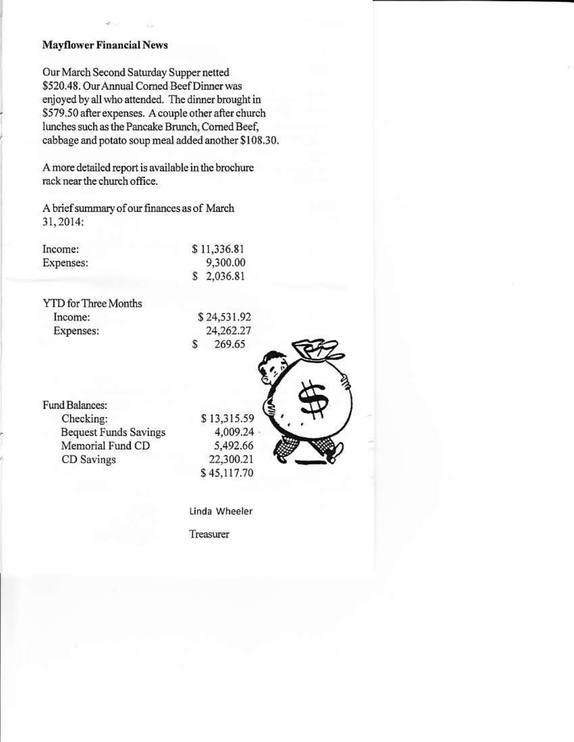## Mayflower Financial News

Our March Second Saturday Supper netted $520.48. Our Annual Corned Beef Dinner was enjoyed by all who attended. The dinner brought in $579.50 after expenses. A couple other after church lunches such as the Pancake Brunch, Corned Beef, cabbage and potato soup meal added another $108.30.

A more detailed report is available in the brochure rack near the church office.

A brief summary of our finances as of March 31, 2014:

| | |
|---|---|
| Income: | $ 11,336.81 |
| Expenses: | 9,300.00 |
| | $ 2,036.81 |

| | |
|---|---|
| YTD for Three Months | |
| Income: | $ 24,531.92 |
| Expenses: | 24,262.27 |
| | $ 269.65 |

| | |
|---|---|
| Fund Balances: | |
| Checking: | $ 13,315.59 |
| Bequest Funds Savings | 4,009.24 |
| Memorial Fund CD | 5,492.66 |
| CD Savings | 22,300.21 |
| | $ 45,117.70 |

Linda Wheeler

Treasurer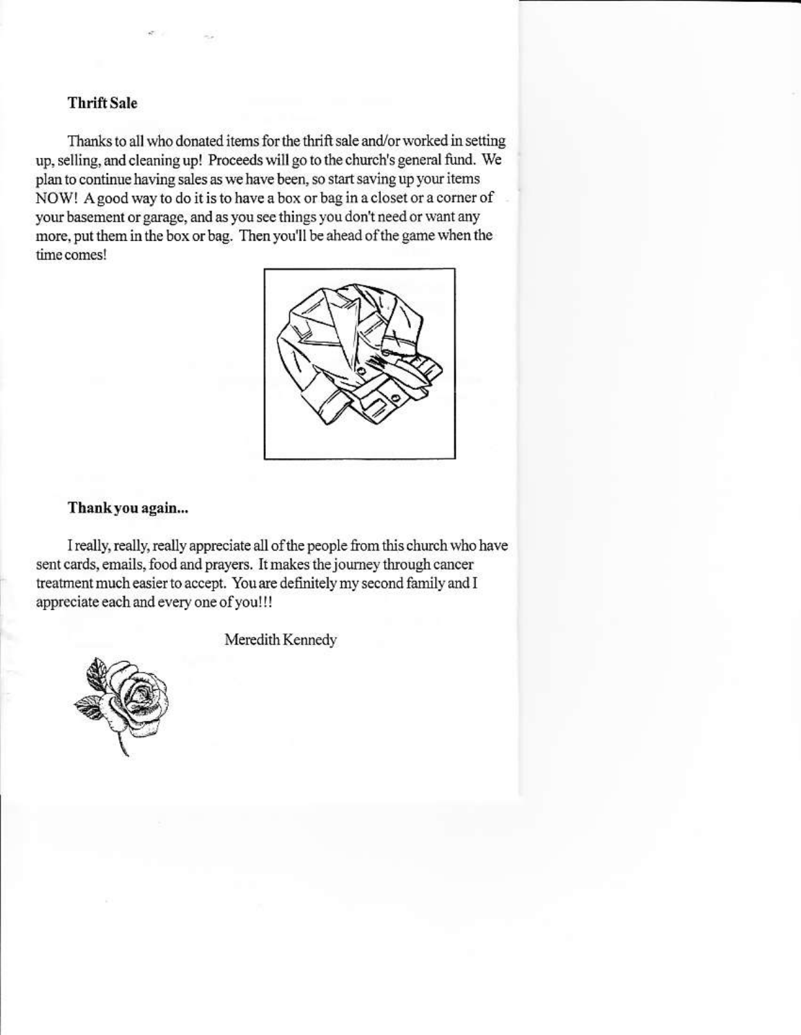### Thrift Sale

Thanks to all who donated items for the thrift sale and/or worked in setting up, selling, and cleaning up! Proceeds will go to the church's general fund. We plan to continue having sales as we have been, so start saving up your items NOW! A good way to do it is to have a box or bag in a closet or a corner of your basement or garage, and as you see things you don't need or want any more, put them in the box or bag. Then you'll be ahead of the game when the time comes!

### Thank you again...

I really, really, really appreciate all of the people from this church who have sent cards, emails, food and prayers. It makes the journey through cancer treatment much easier to accept. You are definitely my second family and I appreciate each and every one of you!!!

Meredith Kennedy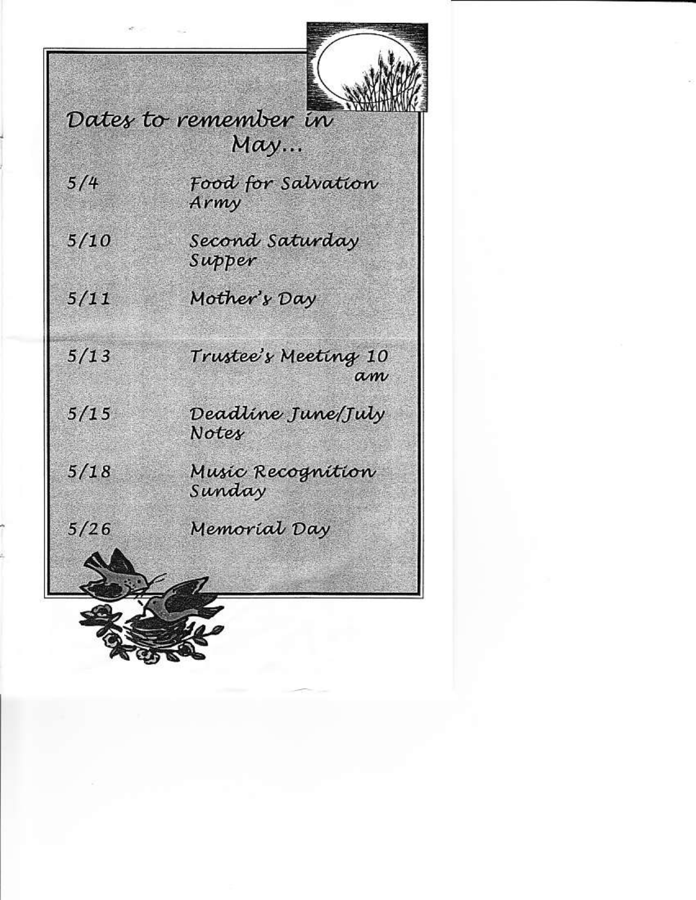## Dates to remember in May...

| | |
|---|---|
| 5/4 | Food for Salvation Army |
| 5/10 | Second Saturday Supper |
| 5/11 | Mother's Day |
| 5/13 | Trustee's Meeting 10 am |
| 5/15 | Deadline June/July Notes |
| 5/18 | Music Recognition Sunday |
| 5/26 | Memorial Day |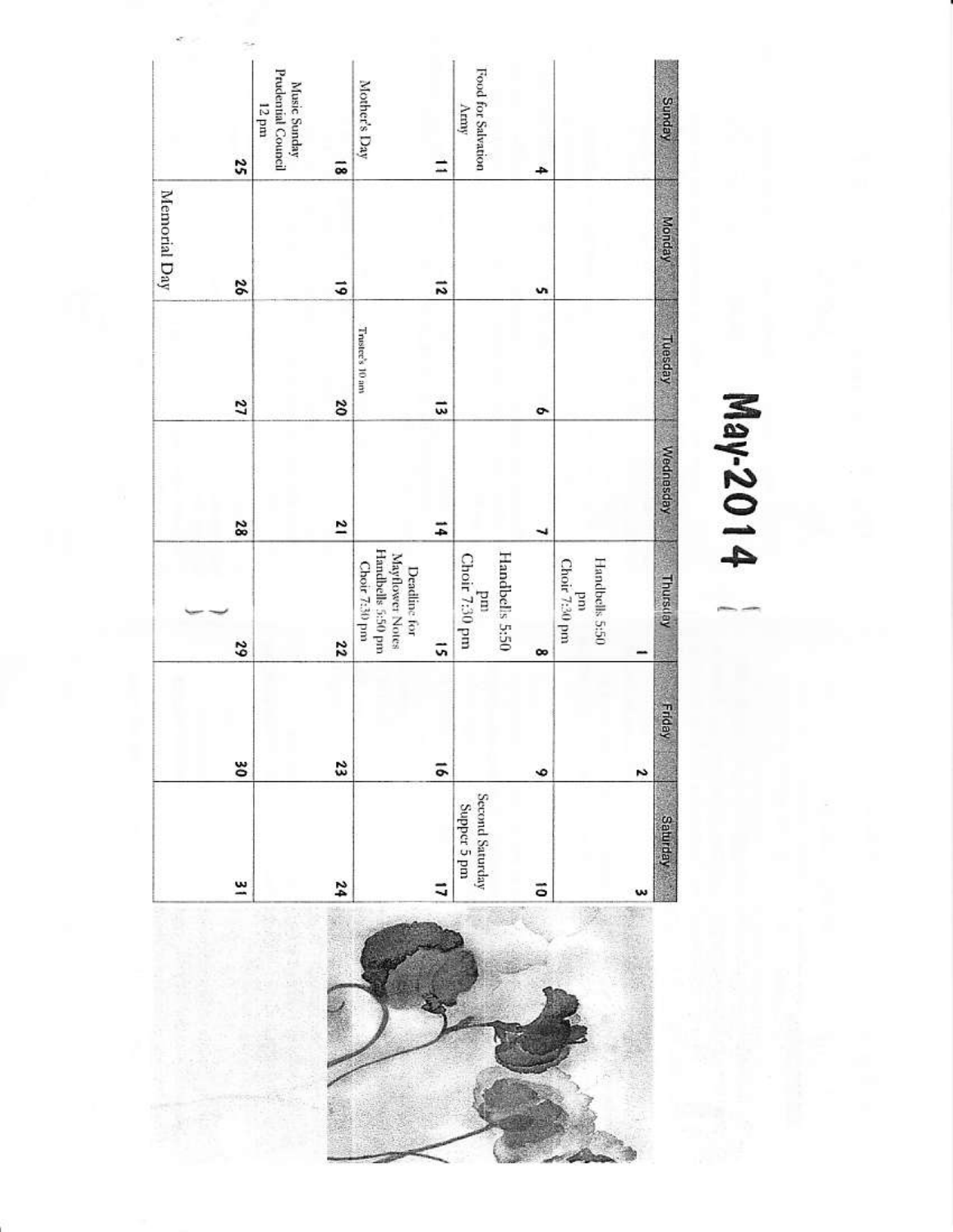# May-2014

| Sunday | Monday | Tuesday | Wednesday | Thursday | Friday | Saturday |
|---|---|---|---|---|---|---|
| | | | | 1 Handbells 5:50 pm Choir 7:30 pm | 2 | 3 |
| 4 | 5 | 6 | 7 | 8 Handbells 5:50 pm Choir 7:30 pm | 9 | 10 Second Saturday Supper 5 pm |
| 11 Food for Salvation Army | 12 | 13 | 14 | 15 Deadline for Mayflower Notes Handbells 5:50 pm Choir 7:30 pm | 16 | 17 |
| 18 Mother's Day | 19 | 20 Trustee's 10 am | 21 | 22 | 23 | 24 |
| 25 Music Sunday Prudential Council 12 pm | 26 Memorial Day | 27 | 28 | 29 | 30 | 31 |